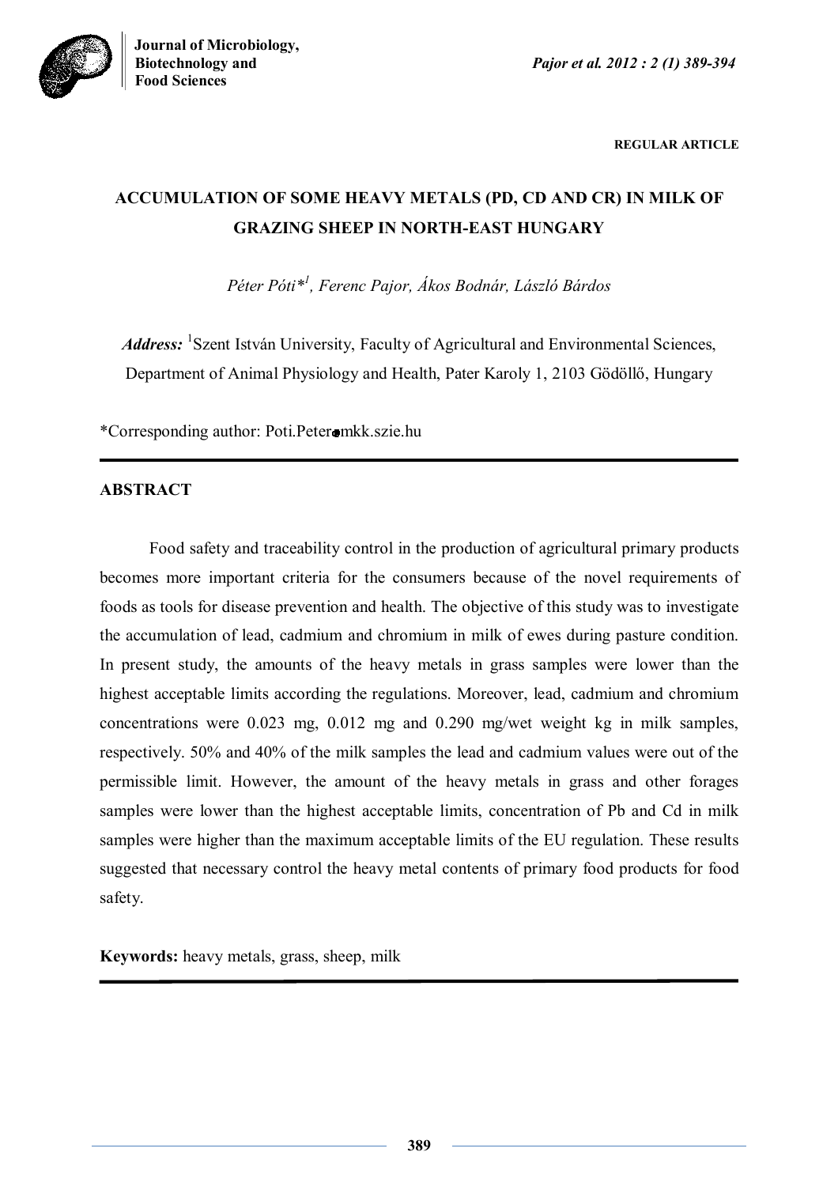**REGULAR ARTICLE**

# ACCUMULATION OF SOME HEAVY METALS (PD, CD AND CR) IN MILK OF GRAZING SHEEP IN NORTH-EAST HUNGARY

*Péter Póti*[1], Ferenc Pajor, Ákos Bodnár, László Bárdos*

***Address:*** [1]Szent István University, Faculty of Agricultural and Environmental Sciences, Department of Animal Physiology and Health, Pater Karoly 1, 2103 Gödöllő, Hungary

*Corresponding author: Poti.Peter●mkk.szie.hu

## ABSTRACT

Food safety and traceability control in the production of agricultural primary products becomes more important criteria for the consumers because of the novel requirements of foods as tools for disease prevention and health. The objective of this study was to investigate the accumulation of lead, cadmium and chromium in milk of ewes during pasture condition. In present study, the amounts of the heavy metals in grass samples were lower than the highest acceptable limits according the regulations. Moreover, lead, cadmium and chromium concentrations were 0.023 mg, 0.012 mg and 0.290 mg/wet weight kg in milk samples, respectively. 50% and 40% of the milk samples the lead and cadmium values were out of the permissible limit. However, the amount of the heavy metals in grass and other forages samples were lower than the highest acceptable limits, concentration of Pb and Cd in milk samples were higher than the maximum acceptable limits of the EU regulation. These results suggested that necessary control the heavy metal contents of primary food products for food safety.

**Keywords:** heavy metals, grass, sheep, milk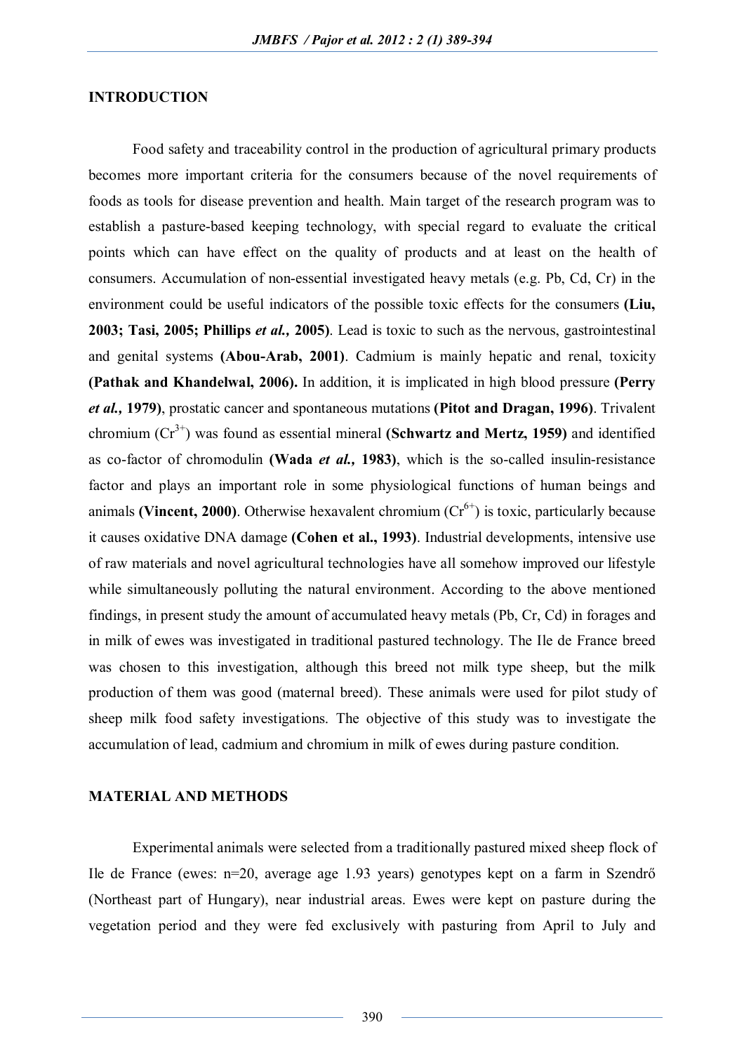## INTRODUCTION

Food safety and traceability control in the production of agricultural primary products becomes more important criteria for the consumers because of the novel requirements of foods as tools for disease prevention and health. Main target of the research program was to establish a pasture-based keeping technology, with special regard to evaluate the critical points which can have effect on the quality of products and at least on the health of consumers. Accumulation of non-essential investigated heavy metals (e.g. Pb, Cd, Cr) in the environment could be useful indicators of the possible toxic effects for the consumers **(Liu, 2003; Tasi, 2005; Phillips *et al.,* 2005)**. Lead is toxic to such as the nervous, gastrointestinal and genital systems **(Abou-Arab, 2001)**. Cadmium is mainly hepatic and renal, toxicity **(Pathak and Khandelwal, 2006).** In addition, it is implicated in high blood pressure **(Perry *et al.,* 1979)**, prostatic cancer and spontaneous mutations **(Pitot and Dragan, 1996)**. Trivalent chromium ($Cr^{3+}$) was found as essential mineral **(Schwartz and Mertz, 1959)** and identified as co-factor of chromodulin **(Wada *et al.,* 1983)**, which is the so-called insulin-resistance factor and plays an important role in some physiological functions of human beings and animals **(Vincent, 2000)**. Otherwise hexavalent chromium ($Cr^{6+}$) is toxic, particularly because it causes oxidative DNA damage **(Cohen et al., 1993)**. Industrial developments, intensive use of raw materials and novel agricultural technologies have all somehow improved our lifestyle while simultaneously polluting the natural environment. According to the above mentioned findings, in present study the amount of accumulated heavy metals (Pb, Cr, Cd) in forages and in milk of ewes was investigated in traditional pastured technology. The Ile de France breed was chosen to this investigation, although this breed not milk type sheep, but the milk production of them was good (maternal breed). These animals were used for pilot study of sheep milk food safety investigations. The objective of this study was to investigate the accumulation of lead, cadmium and chromium in milk of ewes during pasture condition.

## MATERIAL AND METHODS

Experimental animals were selected from a traditionally pastured mixed sheep flock of Ile de France (ewes: n=20, average age 1.93 years) genotypes kept on a farm in Szendrő (Northeast part of Hungary), near industrial areas. Ewes were kept on pasture during the vegetation period and they were fed exclusively with pasturing from April to July and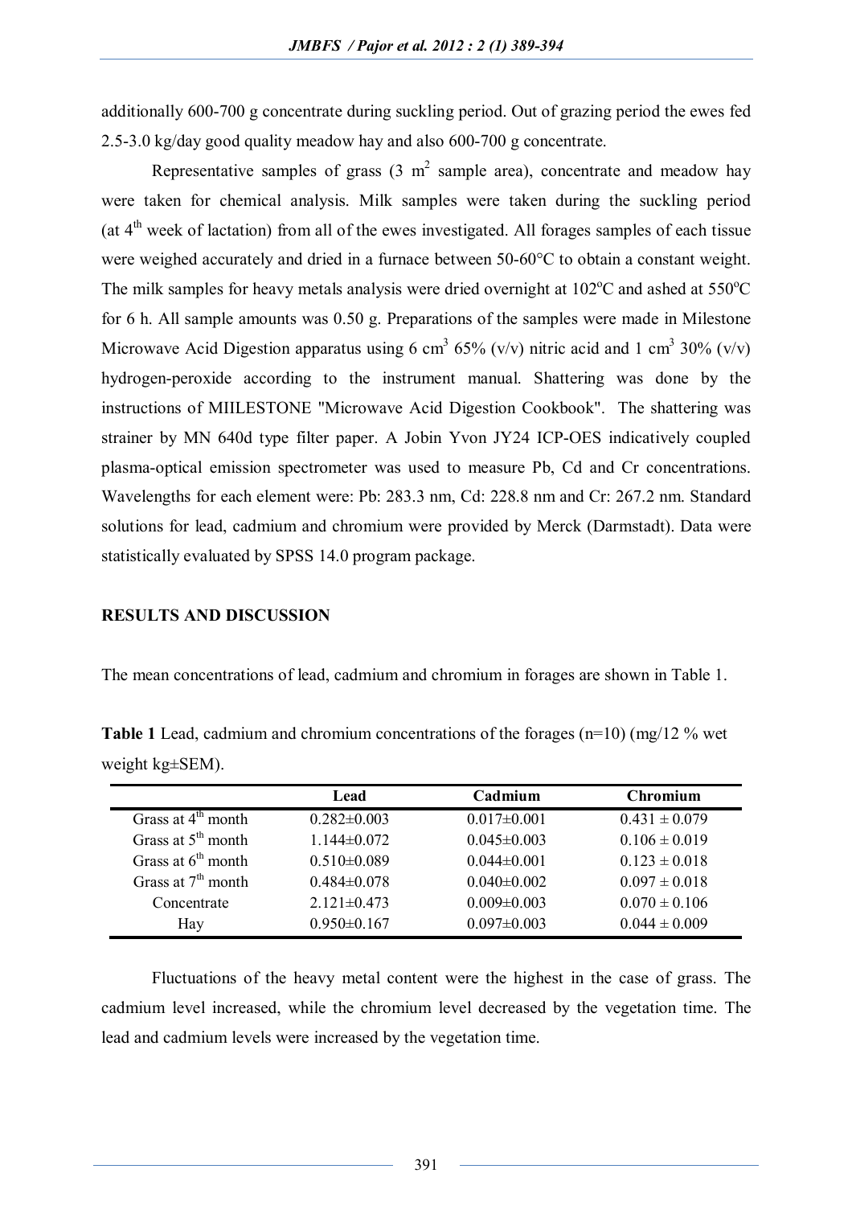additionally 600-700 g concentrate during suckling period. Out of grazing period the ewes fed 2.5-3.0 kg/day good quality meadow hay and also 600-700 g concentrate.

Representative samples of grass (3 $m^2$ sample area), concentrate and meadow hay were taken for chemical analysis. Milk samples were taken during the suckling period (at 4$^{th}$ week of lactation) from all of the ewes investigated. All forages samples of each tissue were weighed accurately and dried in a furnace between 50-60°C to obtain a constant weight. The milk samples for heavy metals analysis were dried overnight at 102°C and ashed at 550°C for 6 h. All sample amounts was 0.50 g. Preparations of the samples were made in Milestone Microwave Acid Digestion apparatus using 6 $cm^3$ 65% (v/v) nitric acid and 1 $cm^3$ 30% (v/v) hydrogen-peroxide according to the instrument manual. Shattering was done by the instructions of MIILESTONE "Microwave Acid Digestion Cookbook". The shattering was strainer by MN 640d type filter paper. A Jobin Yvon JY24 ICP-OES indicatively coupled plasma-optical emission spectrometer was used to measure Pb, Cd and Cr concentrations. Wavelengths for each element were: Pb: 283.3 nm, Cd: 228.8 nm and Cr: 267.2 nm. Standard solutions for lead, cadmium and chromium were provided by Merck (Darmstadt). Data were statistically evaluated by SPSS 14.0 program package.

## RESULTS AND DISCUSSION

The mean concentrations of lead, cadmium and chromium in forages are shown in Table 1.

**Table 1** Lead, cadmium and chromium concentrations of the forages (n=10) (mg/12 % wet weight kg±SEM).

| | Lead | Cadmium | Chromium |
|---|---|---|---|
| Grass at 4$^{th}$ month | 0.282±0.003 | 0.017±0.001 | 0.431 ± 0.079 |
| Grass at 5$^{th}$ month | 1.144±0.072 | 0.045±0.003 | 0.106 ± 0.019 |
| Grass at 6$^{th}$ month | 0.510±0.089 | 0.044±0.001 | 0.123 ± 0.018 |
| Grass at 7$^{th}$ month | 0.484±0.078 | 0.040±0.002 | 0.097 ± 0.018 |
| Concentrate | 2.121±0.473 | 0.009±0.003 | 0.070 ± 0.106 |
| Hay | 0.950±0.167 | 0.097±0.003 | 0.044 ± 0.009 |

Fluctuations of the heavy metal content were the highest in the case of grass. The cadmium level increased, while the chromium level decreased by the vegetation time. The lead and cadmium levels were increased by the vegetation time.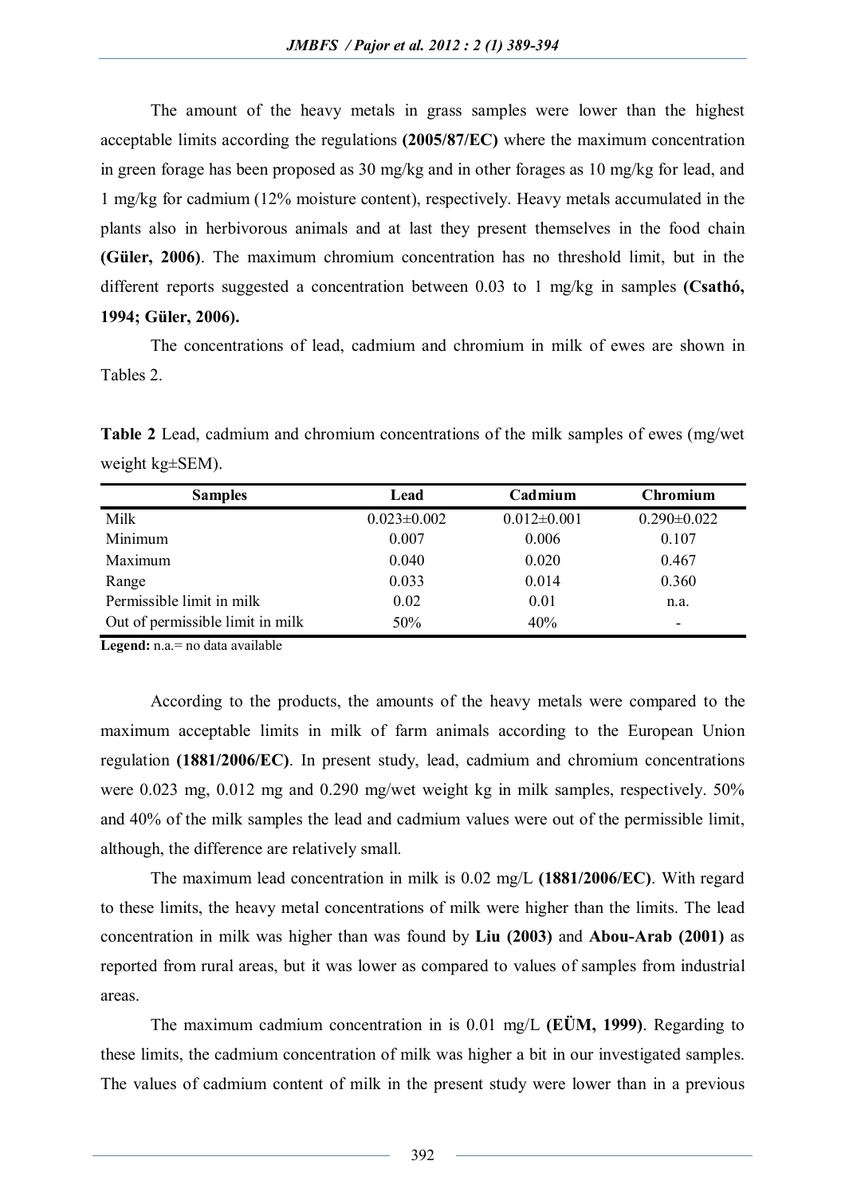The amount of the heavy metals in grass samples were lower than the highest acceptable limits according the regulations **(2005/87/EC)** where the maximum concentration in green forage has been proposed as 30 mg/kg and in other forages as 10 mg/kg for lead, and 1 mg/kg for cadmium (12% moisture content), respectively. Heavy metals accumulated in the plants also in herbivorous animals and at last they present themselves in the food chain **(Güler, 2006)**. The maximum chromium concentration has no threshold limit, but in the different reports suggested a concentration between 0.03 to 1 mg/kg in samples **(Csathó, 1994; Güler, 2006).**

The concentrations of lead, cadmium and chromium in milk of ewes are shown in Tables 2.

**Table 2** Lead, cadmium and chromium concentrations of the milk samples of ewes (mg/wet weight kg±SEM).

| Samples | Lead | Cadmium | Chromium |
|---|---|---|---|
| Milk | 0.023±0.002 | 0.012±0.001 | 0.290±0.022 |
| Minimum | 0.007 | 0.006 | 0.107 |
| Maximum | 0.040 | 0.020 | 0.467 |
| Range | 0.033 | 0.014 | 0.360 |
| Permissible limit in milk | 0.02 | 0.01 | n.a. |
| Out of permissible limit in milk | 50% | 40% | - |

**Legend:** n.a.= no data available

According to the products, the amounts of the heavy metals were compared to the maximum acceptable limits in milk of farm animals according to the European Union regulation **(1881/2006/EC)**. In present study, lead, cadmium and chromium concentrations were 0.023 mg, 0.012 mg and 0.290 mg/wet weight kg in milk samples, respectively. 50% and 40% of the milk samples the lead and cadmium values were out of the permissible limit, although, the difference are relatively small.

The maximum lead concentration in milk is 0.02 mg/L **(1881/2006/EC)**. With regard to these limits, the heavy metal concentrations of milk were higher than the limits. The lead concentration in milk was higher than was found by **Liu (2003)** and **Abou-Arab (2001)** as reported from rural areas, but it was lower as compared to values of samples from industrial areas.

The maximum cadmium concentration in is 0.01 mg/L **(EÜM, 1999)**. Regarding to these limits, the cadmium concentration of milk was higher a bit in our investigated samples. The values of cadmium content of milk in the present study were lower than in a previous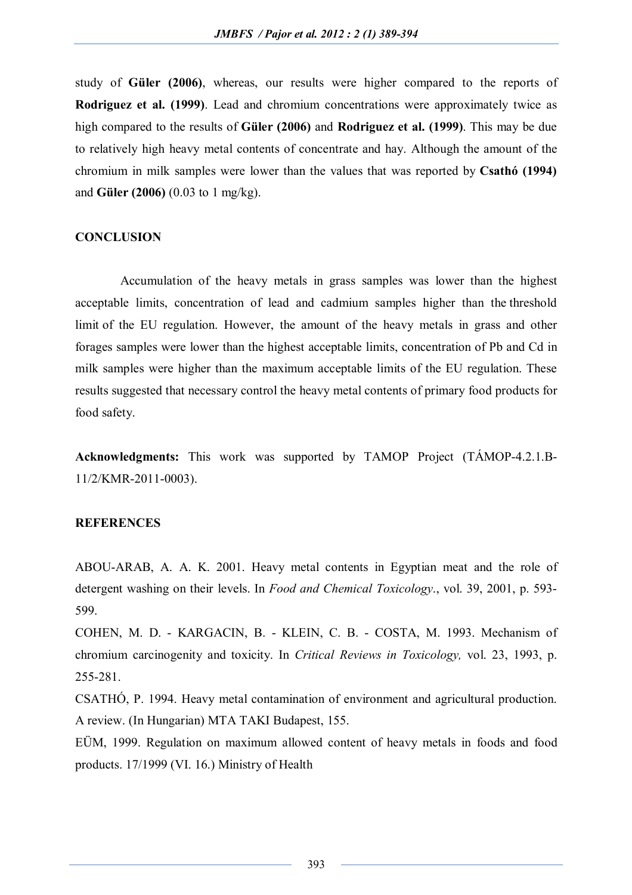study of **Güler (2006)**, whereas, our results were higher compared to the reports of **Rodriguez et al. (1999)**. Lead and chromium concentrations were approximately twice as high compared to the results of **Güler (2006)** and **Rodriguez et al. (1999)**. This may be due to relatively high heavy metal contents of concentrate and hay. Although the amount of the chromium in milk samples were lower than the values that was reported by **Csathó (1994)** and **Güler (2006)** (0.03 to 1 mg/kg).

## CONCLUSION

Accumulation of the heavy metals in grass samples was lower than the highest acceptable limits, concentration of lead and cadmium samples higher than the threshold limit of the EU regulation. However, the amount of the heavy metals in grass and other forages samples were lower than the highest acceptable limits, concentration of Pb and Cd in milk samples were higher than the maximum acceptable limits of the EU regulation. These results suggested that necessary control the heavy metal contents of primary food products for food safety.

**Acknowledgments:** This work was supported by TAMOP Project (TÁMOP-4.2.1.B-11/2/KMR-2011-0003).

## REFERENCES

ABOU-ARAB, A. A. K. 2001. Heavy metal contents in Egyptian meat and the role of detergent washing on their levels. In *Food and Chemical Toxicology*., vol. 39, 2001, p. 593-599.

COHEN, M. D. - KARGACIN, B. - KLEIN, C. B. - COSTA, M. 1993. Mechanism of chromium carcinogenity and toxicity. In *Critical Reviews in Toxicology,* vol. 23, 1993, p. 255-281.

CSATHÓ, P. 1994. Heavy metal contamination of environment and agricultural production. A review. (In Hungarian) MTA TAKI Budapest, 155.

EÜM, 1999. Regulation on maximum allowed content of heavy metals in foods and food products. 17/1999 (VI. 16.) Ministry of Health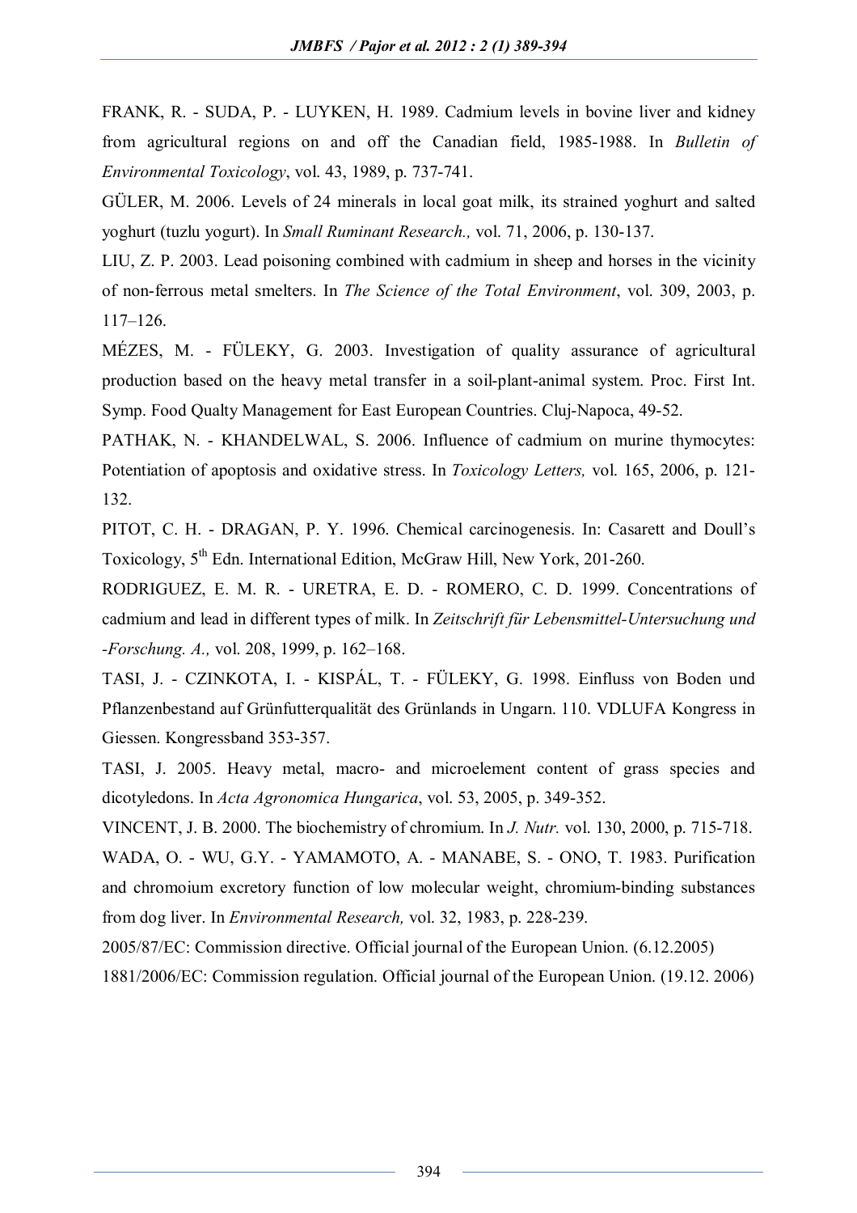FRANK, R. - SUDA, P. - LUYKEN, H. 1989. Cadmium levels in bovine liver and kidney from agricultural regions on and off the Canadian field, 1985-1988. In *Bulletin of Environmental Toxicology*, vol. 43, 1989, p. 737-741.

GÜLER, M. 2006. Levels of 24 minerals in local goat milk, its strained yoghurt and salted yoghurt (tuzlu yogurt). In *Small Ruminant Research.,* vol. 71, 2006, p. 130-137.

LIU, Z. P. 2003. Lead poisoning combined with cadmium in sheep and horses in the vicinity of non-ferrous metal smelters. In *The Science of the Total Environment*, vol. 309, 2003, p. 117–126.

MÉZES, M. - FÜLEKY, G. 2003. Investigation of quality assurance of agricultural production based on the heavy metal transfer in a soil-plant-animal system. Proc. First Int. Symp. Food Qualty Management for East European Countries. Cluj-Napoca, 49-52.

PATHAK, N. - KHANDELWAL, S. 2006. Influence of cadmium on murine thymocytes: Potentiation of apoptosis and oxidative stress. In *Toxicology Letters,* vol. 165, 2006, p. 121-132.

PITOT, C. H. - DRAGAN, P. Y. 1996. Chemical carcinogenesis. In: Casarett and Doull's Toxicology, 5th Edn. International Edition, McGraw Hill, New York, 201-260.

RODRIGUEZ, E. M. R. - URETRA, E. D. - ROMERO, C. D. 1999. Concentrations of cadmium and lead in different types of milk. In *Zeitschrift für Lebensmittel-Untersuchung und -Forschung. A.,* vol. 208, 1999, p. 162–168.

TASI, J. - CZINKOTA, I. - KISPÁL, T. - FÜLEKY, G. 1998. Einfluss von Boden und Pflanzenbestand auf Grünfutterqualität des Grünlands in Ungarn. 110. VDLUFA Kongress in Giessen. Kongressband 353-357.

TASI, J. 2005. Heavy metal, macro- and microelement content of grass species and dicotyledons. In *Acta Agronomica Hungarica*, vol. 53, 2005, p. 349-352.

VINCENT, J. B. 2000. The biochemistry of chromium. In *J. Nutr.* vol. 130, 2000, p. 715-718.

WADA, O. - WU, G.Y. - YAMAMOTO, A. - MANABE, S. - ONO, T. 1983. Purification and chromoium excretory function of low molecular weight, chromium-binding substances from dog liver. In *Environmental Research,* vol. 32, 1983, p. 228-239.

2005/87/EC: Commission directive. Official journal of the European Union. (6.12.2005)

1881/2006/EC: Commission regulation. Official journal of the European Union. (19.12. 2006)